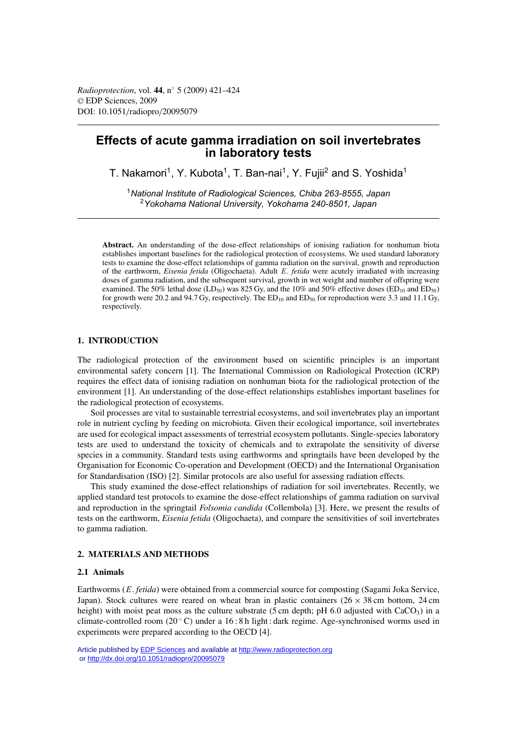# Effects of acute gamma irradiation on soil invertebrates in laboratory tests

T. Nakamori[1], Y. Kubota[1], T. Ban-nai[1], Y. Fujii[2] and S. Yoshida[1]

[1] *National Institute of Radiological Sciences, Chiba 263-8555, Japan*
[2] *Yokohama National University, Yokohama 240-8501, Japan*

**Abstract.** An understanding of the dose-effect relationships of ionising radiation for nonhuman biota establishes important baselines for the radiological protection of ecosystems. We used standard laboratory tests to examine the dose-effect relationships of gamma radiation on the survival, growth and reproduction of the earthworm, *Eisenia fetida* (Oligochaeta). Adult *E. fetida* were acutely irradiated with increasing doses of gamma radiation, and the subsequent survival, growth in wet weight and number of offspring were examined. The 50% lethal dose ($LD_{50}$) was 825 Gy, and the 10% and 50% effective doses ($ED_{10}$ and $ED_{50}$) for growth were 20.2 and 94.7 Gy, respectively. The $ED_{10}$ and $ED_{50}$ for reproduction were 3.3 and 11.1 Gy, respectively.

## 1. INTRODUCTION

The radiological protection of the environment based on scientific principles is an important environmental safety concern [1]. The International Commission on Radiological Protection (ICRP) requires the effect data of ionising radiation on nonhuman biota for the radiological protection of the environment [1]. An understanding of the dose-effect relationships establishes important baselines for the radiological protection of ecosystems.

Soil processes are vital to sustainable terrestrial ecosystems, and soil invertebrates play an important role in nutrient cycling by feeding on microbiota. Given their ecological importance, soil invertebrates are used for ecological impact assessments of terrestrial ecosystem pollutants. Single-species laboratory tests are used to understand the toxicity of chemicals and to extrapolate the sensitivity of diverse species in a community. Standard tests using earthworms and springtails have been developed by the Organisation for Economic Co-operation and Development (OECD) and the International Organisation for Standardisation (ISO) [2]. Similar protocols are also useful for assessing radiation effects.

This study examined the dose-effect relationships of radiation for soil invertebrates. Recently, we applied standard test protocols to examine the dose-effect relationships of gamma radiation on survival and reproduction in the springtail *Folsomia candida* (Collembola) [3]. Here, we present the results of tests on the earthworm, *Eisenia fetida* (Oligochaeta), and compare the sensitivities of soil invertebrates to gamma radiation.

## 2. MATERIALS AND METHODS

### 2.1 Animals

Earthworms (*E. fetida*) were obtained from a commercial source for composting (Sagami Joka Service, Japan). Stock cultures were reared on wheat bran in plastic containers (26 × 38 cm bottom, 24 cm height) with moist peat moss as the culture substrate (5 cm depth; pH 6.0 adjusted with $CaCO_3$) in a climate-controlled room (20 °C) under a 16 : 8 h light : dark regime. Age-synchronised worms used in experiments were prepared according to the OECD [4].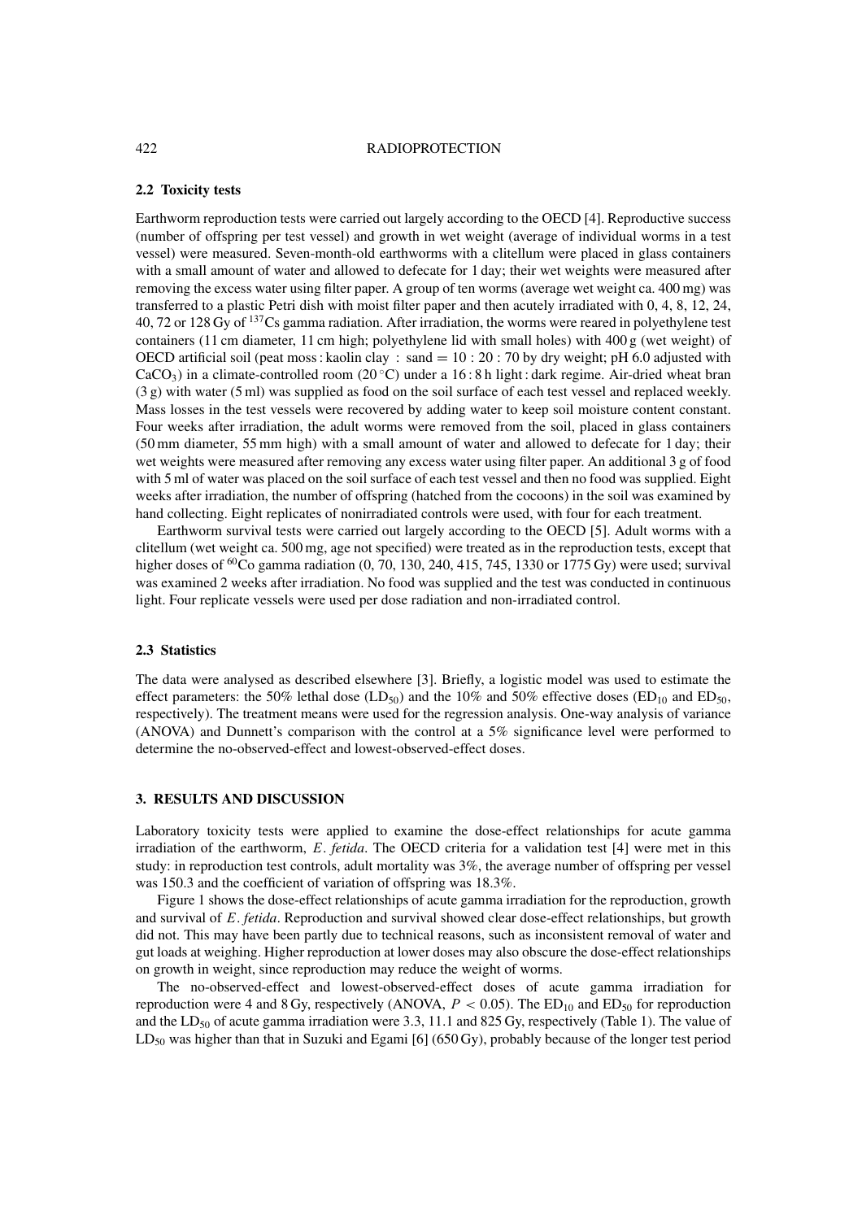### 2.2 Toxicity tests

Earthworm reproduction tests were carried out largely according to the OECD [4]. Reproductive success (number of offspring per test vessel) and growth in wet weight (average of individual worms in a test vessel) were measured. Seven-month-old earthworms with a clitellum were placed in glass containers with a small amount of water and allowed to defecate for 1 day; their wet weights were measured after removing the excess water using filter paper. A group of ten worms (average wet weight ca. 400 mg) was transferred to a plastic Petri dish with moist filter paper and then acutely irradiated with 0, 4, 8, 12, 24, 40, 72 or 128 Gy of $^{137}$Cs gamma radiation. After irradiation, the worms were reared in polyethylene test containers (11 cm diameter, 11 cm high; polyethylene lid with small holes) with 400 g (wet weight) of OECD artificial soil (peat moss : kaolin clay : sand = 10 : 20 : 70 by dry weight; pH 6.0 adjusted with $CaCO_3$) in a climate-controlled room (20 °C) under a 16 : 8 h light : dark regime. Air-dried wheat bran (3 g) with water (5 ml) was supplied as food on the soil surface of each test vessel and replaced weekly. Mass losses in the test vessels were recovered by adding water to keep soil moisture content constant. Four weeks after irradiation, the adult worms were removed from the soil, placed in glass containers (50 mm diameter, 55 mm high) with a small amount of water and allowed to defecate for 1 day; their wet weights were measured after removing any excess water using filter paper. An additional 3 g of food with 5 ml of water was placed on the soil surface of each test vessel and then no food was supplied. Eight weeks after irradiation, the number of offspring (hatched from the cocoons) in the soil was examined by hand collecting. Eight replicates of nonirradiated controls were used, with four for each treatment.

Earthworm survival tests were carried out largely according to the OECD [5]. Adult worms with a clitellum (wet weight ca. 500 mg, age not specified) were treated as in the reproduction tests, except that higher doses of $^{60}$Co gamma radiation (0, 70, 130, 240, 415, 745, 1330 or 1775 Gy) were used; survival was examined 2 weeks after irradiation. No food was supplied and the test was conducted in continuous light. Four replicate vessels were used per dose radiation and non-irradiated control.

### 2.3 Statistics

The data were analysed as described elsewhere [3]. Briefly, a logistic model was used to estimate the effect parameters: the 50% lethal dose ($LD_{50}$) and the 10% and 50% effective doses ($ED_{10}$ and $ED_{50}$, respectively). The treatment means were used for the regression analysis. One-way analysis of variance (ANOVA) and Dunnett's comparison with the control at a 5% significance level were performed to determine the no-observed-effect and lowest-observed-effect doses.

## 3. RESULTS AND DISCUSSION

Laboratory toxicity tests were applied to examine the dose-effect relationships for acute gamma irradiation of the earthworm, *E. fetida*. The OECD criteria for a validation test [4] were met in this study: in reproduction test controls, adult mortality was 3%, the average number of offspring per vessel was 150.3 and the coefficient of variation of offspring was 18.3%.

Figure 1 shows the dose-effect relationships of acute gamma irradiation for the reproduction, growth and survival of *E. fetida*. Reproduction and survival showed clear dose-effect relationships, but growth did not. This may have been partly due to technical reasons, such as inconsistent removal of water and gut loads at weighing. Higher reproduction at lower doses may also obscure the dose-effect relationships on growth in weight, since reproduction may reduce the weight of worms.

The no-observed-effect and lowest-observed-effect doses of acute gamma irradiation for reproduction were 4 and 8 Gy, respectively (ANOVA, $P < 0.05$). The $ED_{10}$ and $ED_{50}$ for reproduction and the $LD_{50}$ of acute gamma irradiation were 3.3, 11.1 and 825 Gy, respectively (Table 1). The value of $LD_{50}$ was higher than that in Suzuki and Egami [6] (650 Gy), probably because of the longer test period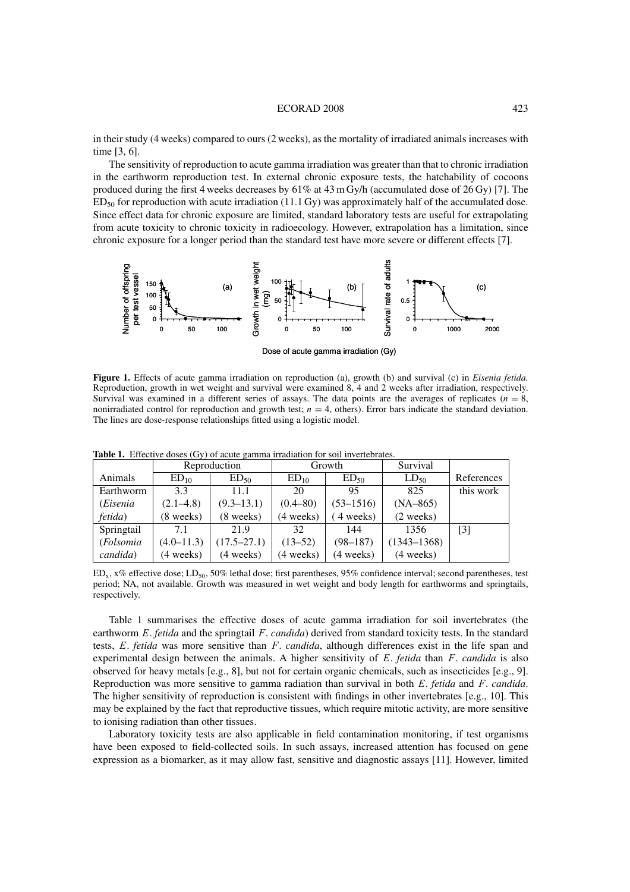in their study (4 weeks) compared to ours (2 weeks), as the mortality of irradiated animals increases with time [3, 6].

The sensitivity of reproduction to acute gamma irradiation was greater than that to chronic irradiation in the earthworm reproduction test. In external chronic exposure tests, the hatchability of cocoons produced during the first 4 weeks decreases by 61% at 43 mGy/h (accumulated dose of 26 Gy) [7]. The $ED_{50}$ for reproduction with acute irradiation (11.1 Gy) was approximately half of the accumulated dose. Since effect data for chronic exposure are limited, standard laboratory tests are useful for extrapolating from acute toxicity to chronic toxicity in radioecology. However, extrapolation has a limitation, since chronic exposure for a longer period than the standard test have more severe or different effects [7].

**Figure 1.** Effects of acute gamma irradiation on reproduction (a), growth (b) and survival (c) in *Eisenia fetida.* Reproduction, growth in wet weight and survival were examined 8, 4 and 2 weeks after irradiation, respectively. Survival was examined in a different series of assays. The data points are the averages of replicates ($n = 8$, nonirradiated control for reproduction and growth test; $n = 4$, others). Error bars indicate the standard deviation. The lines are dose-response relationships fitted using a logistic model.

**Table 1.** Effective doses (Gy) of acute gamma irradiation for soil invertebrates.

| | Reproduction | | Growth | | Survival | |
|---|---|---|---|---|---|---|
| Animals | $ED_{10}$ | $ED_{50}$ | $ED_{10}$ | $ED_{50}$ | $LD_{50}$ | References |
| Earthworm (*Eisenia fetida*) | 3.3 (2.1–4.8) (8 weeks) | 11.1 (9.3–13.1) (8 weeks) | 20 (0.4–80) (4 weeks) | 95 (53–1516) (4 weeks) | 825 (NA–865) (2 weeks) | this work |
| Springtail (*Folsomia candida*) | 7.1 (4.0–11.3) (4 weeks) | 21.9 (17.5–27.1) (4 weeks) | 32 (13–52) (4 weeks) | 144 (98–187) (4 weeks) | 1356 (1343–1368) (4 weeks) | [3] |

$ED_x$, x% effective dose; $LD_{50}$, 50% lethal dose; first parentheses, 95% confidence interval; second parentheses, test period; NA, not available. Growth was measured in wet weight and body length for earthworms and springtails, respectively.

Table 1 summarises the effective doses of acute gamma irradiation for soil invertebrates (the earthworm *E. fetida* and the springtail *F. candida*) derived from standard toxicity tests. In the standard tests, *E. fetida* was more sensitive than *F. candida*, although differences exist in the life span and experimental design between the animals. A higher sensitivity of *E. fetida* than *F. candida* is also observed for heavy metals [e.g., 8], but not for certain organic chemicals, such as insecticides [e.g., 9]. Reproduction was more sensitive to gamma radiation than survival in both *E. fetida* and *F. candida*. The higher sensitivity of reproduction is consistent with findings in other invertebrates [e.g., 10]. This may be explained by the fact that reproductive tissues, which require mitotic activity, are more sensitive to ionising radiation than other tissues.

Laboratory toxicity tests are also applicable in field contamination monitoring, if test organisms have been exposed to field-collected soils. In such assays, increased attention has focused on gene expression as a biomarker, as it may allow fast, sensitive and diagnostic assays [11]. However, limited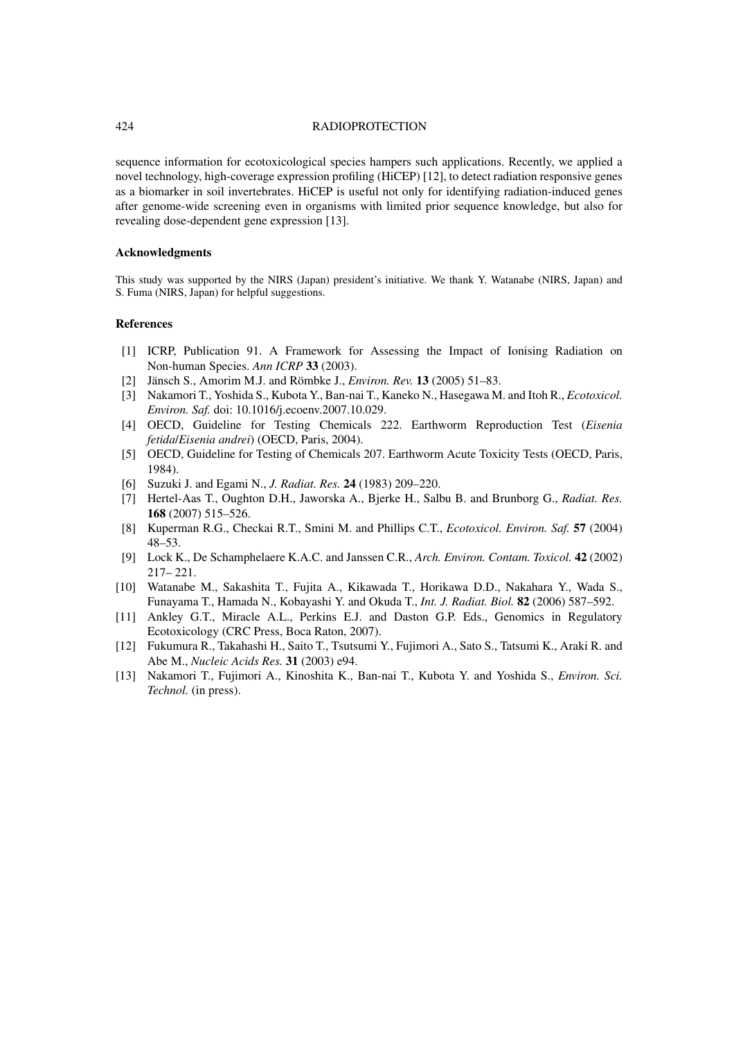sequence information for ecotoxicological species hampers such applications. Recently, we applied a novel technology, high-coverage expression profiling (HiCEP) [12], to detect radiation responsive genes as a biomarker in soil invertebrates. HiCEP is useful not only for identifying radiation-induced genes after genome-wide screening even in organisms with limited prior sequence knowledge, but also for revealing dose-dependent gene expression [13].

### Acknowledgments

This study was supported by the NIRS (Japan) president's initiative. We thank Y. Watanabe (NIRS, Japan) and S. Fuma (NIRS, Japan) for helpful suggestions.

### References

[1] ICRP, Publication 91. A Framework for Assessing the Impact of Ionising Radiation on Non-human Species. *Ann ICRP* **33** (2003).

[2] Jänsch S., Amorim M.J. and Römbke J., *Environ. Rev.* **13** (2005) 51–83.

[3] Nakamori T., Yoshida S., Kubota Y., Ban-nai T., Kaneko N., Hasegawa M. and Itoh R., *Ecotoxicol. Environ. Saf.* doi: 10.1016/j.ecoenv.2007.10.029.

[4] OECD, Guideline for Testing Chemicals 222. Earthworm Reproduction Test (*Eisenia fetida*/*Eisenia andrei*) (OECD, Paris, 2004).

[5] OECD, Guideline for Testing of Chemicals 207. Earthworm Acute Toxicity Tests (OECD, Paris, 1984).

[6] Suzuki J. and Egami N., *J. Radiat. Res.* **24** (1983) 209–220.

[7] Hertel-Aas T., Oughton D.H., Jaworska A., Bjerke H., Salbu B. and Brunborg G., *Radiat. Res.* **168** (2007) 515–526.

[8] Kuperman R.G., Checkai R.T., Smini M. and Phillips C.T., *Ecotoxicol. Environ. Saf.* **57** (2004) 48–53.

[9] Lock K., De Schamphelaere K.A.C. and Janssen C.R., *Arch. Environ. Contam. Toxicol.* **42** (2002) 217– 221.

[10] Watanabe M., Sakashita T., Fujita A., Kikawada T., Horikawa D.D., Nakahara Y., Wada S., Funayama T., Hamada N., Kobayashi Y. and Okuda T., *Int. J. Radiat. Biol.* **82** (2006) 587–592.

[11] Ankley G.T., Miracle A.L., Perkins E.J. and Daston G.P. Eds., Genomics in Regulatory Ecotoxicology (CRC Press, Boca Raton, 2007).

[12] Fukumura R., Takahashi H., Saito T., Tsutsumi Y., Fujimori A., Sato S., Tatsumi K., Araki R. and Abe M., *Nucleic Acids Res.* **31** (2003) e94.

[13] Nakamori T., Fujimori A., Kinoshita K., Ban-nai T., Kubota Y. and Yoshida S., *Environ. Sci. Technol.* (in press).